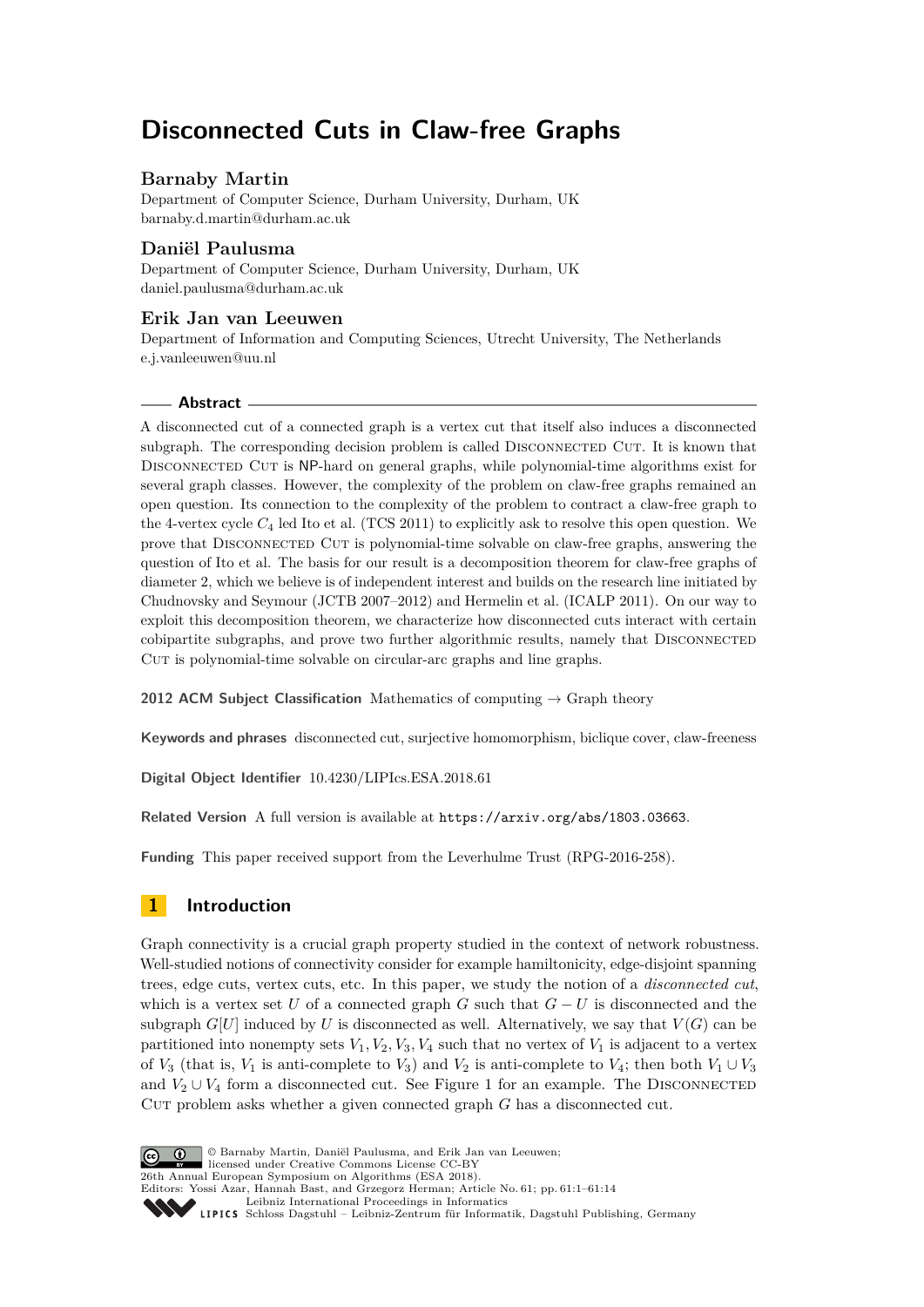# Disconnected Cuts in Claw-free Graphs

**Barnaby Martin**
Department of Computer Science, Durham University, Durham, UK
barnaby.d.martin@durham.ac.uk

**Daniël Paulusma**
Department of Computer Science, Durham University, Durham, UK
daniel.paulusma@durham.ac.uk

**Erik Jan van Leeuwen**
Department of Information and Computing Sciences, Utrecht University, The Netherlands
e.j.vanleeuwen@uu.nl

## Abstract

A disconnected cut of a connected graph is a vertex cut that itself also induces a disconnected subgraph. The corresponding decision problem is called Disconnected Cut. It is known that Disconnected Cut is NP-hard on general graphs, while polynomial-time algorithms exist for several graph classes. However, the complexity of the problem on claw-free graphs remained an open question. Its connection to the complexity of the problem to contract a claw-free graph to the 4-vertex cycle $C_4$ led Ito et al. (TCS 2011) to explicitly ask to resolve this open question. We prove that Disconnected Cut is polynomial-time solvable on claw-free graphs, answering the question of Ito et al. The basis for our result is a decomposition theorem for claw-free graphs of diameter 2, which we believe is of independent interest and builds on the research line initiated by Chudnovsky and Seymour (JCTB 2007–2012) and Hermelin et al. (ICALP 2011). On our way to exploit this decomposition theorem, we characterize how disconnected cuts interact with certain cobipartite subgraphs, and prove two further algorithmic results, namely that Disconnected Cut is polynomial-time solvable on circular-arc graphs and line graphs.

**2012 ACM Subject Classification** Mathematics of computing → Graph theory

**Keywords and phrases** disconnected cut, surjective homomorphism, biclique cover, claw-freeness

**Digital Object Identifier** 10.4230/LIPIcs.ESA.2018.61

**Related Version** A full version is available at https://arxiv.org/abs/1803.03663.

**Funding** This paper received support from the Leverhulme Trust (RPG-2016-258).

## 1 Introduction

Graph connectivity is a crucial graph property studied in the context of network robustness. Well-studied notions of connectivity consider for example hamiltonicity, edge-disjoint spanning trees, edge cuts, vertex cuts, etc. In this paper, we study the notion of a *disconnected cut*, which is a vertex set $U$ of a connected graph $G$ such that $G - U$ is disconnected and the subgraph $G[U]$ induced by $U$ is disconnected as well. Alternatively, we say that $V(G)$ can be partitioned into nonempty sets $V_1, V_2, V_3, V_4$ such that no vertex of $V_1$ is adjacent to a vertex of $V_3$ (that is, $V_1$ is anti-complete to $V_3$) and $V_2$ is anti-complete to $V_4$; then both $V_1 \cup V_3$ and $V_2 \cup V_4$ form a disconnected cut. See Figure 1 for an example. The Disconnected Cut problem asks whether a given connected graph $G$ has a disconnected cut.

© Barnaby Martin, Daniël Paulusma, and Erik Jan van Leeuwen;
licensed under Creative Commons License CC-BY
26th Annual European Symposium on Algorithms (ESA 2018).
Editors: Yossi Azar, Hannah Bast, and Grzegorz Herman; Article No. 61; pp. 61:1–61:14
Leibniz International Proceedings in Informatics
Schloss Dagstuhl – Leibniz-Zentrum für Informatik, Dagstuhl Publishing, Germany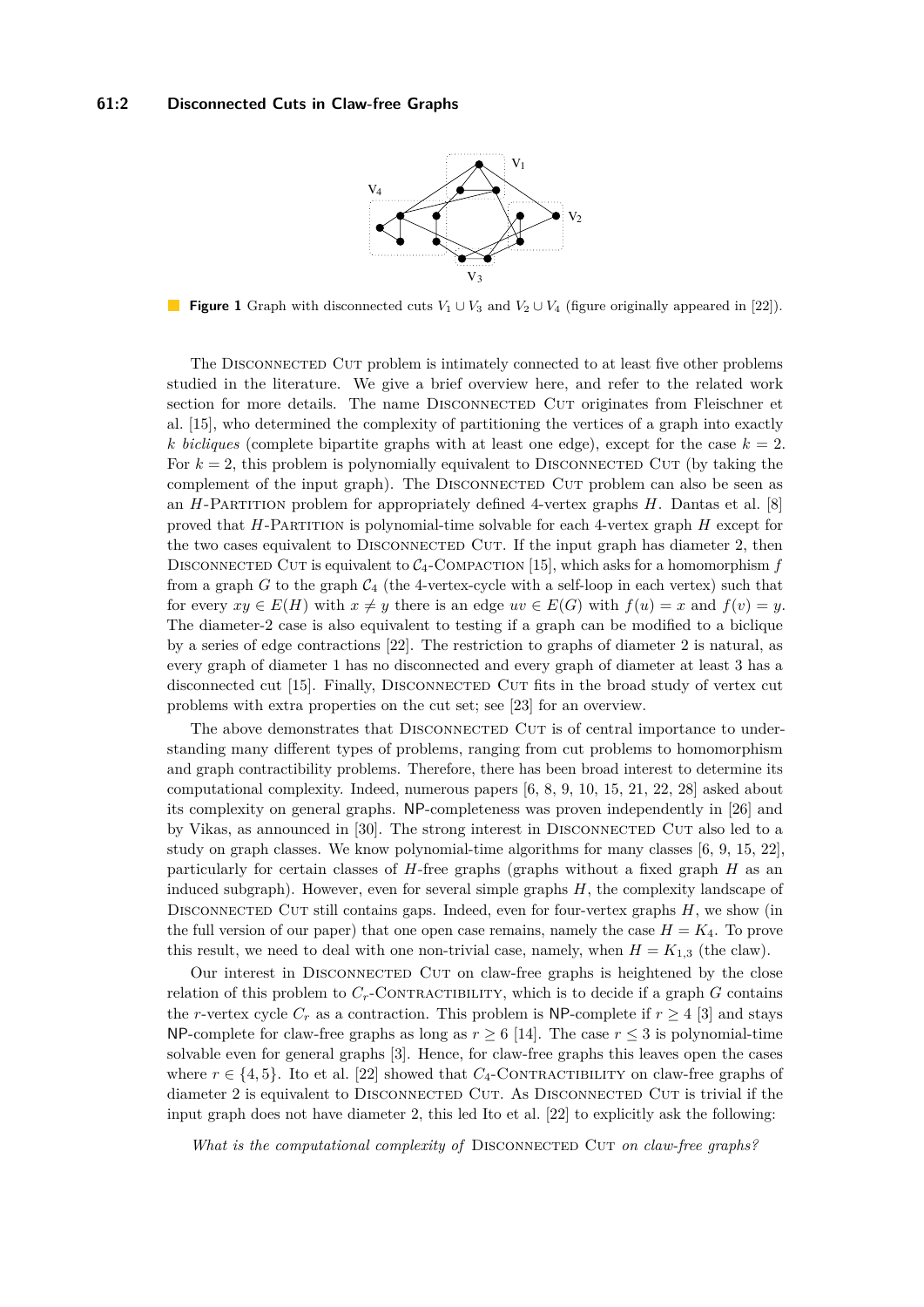**Figure 1** Graph with disconnected cuts $V_1 \cup V_3$ and $V_2 \cup V_4$ (figure originally appeared in [22]).

The Disconnected Cut problem is intimately connected to at least five other problems studied in the literature. We give a brief overview here, and refer to the related work section for more details. The name Disconnected Cut originates from Fleischner et al. [15], who determined the complexity of partitioning the vertices of a graph into exactly $k$ *bicliques* (complete bipartite graphs with at least one edge), except for the case $k = 2$. For $k = 2$, this problem is polynomially equivalent to Disconnected Cut (by taking the complement of the input graph). The Disconnected Cut problem can also be seen as an $H$-Partition problem for appropriately defined 4-vertex graphs $H$. Dantas et al. [8] proved that $H$-Partition is polynomial-time solvable for each 4-vertex graph $H$ except for the two cases equivalent to Disconnected Cut. If the input graph has diameter 2, then Disconnected Cut is equivalent to $\mathcal{C}_4$-Compaction [15], which asks for a homomorphism $f$ from a graph $G$ to the graph $\mathcal{C}_4$ (the 4-vertex-cycle with a self-loop in each vertex) such that for every $xy \in E(H)$ with $x \neq y$ there is an edge $uv \in E(G)$ with $f(u) = x$ and $f(v) = y$. The diameter-2 case is also equivalent to testing if a graph can be modified to a biclique by a series of edge contractions [22]. The restriction to graphs of diameter 2 is natural, as every graph of diameter 1 has no disconnected and every graph of diameter at least 3 has a disconnected cut [15]. Finally, Disconnected Cut fits in the broad study of vertex cut problems with extra properties on the cut set; see [23] for an overview.

The above demonstrates that Disconnected Cut is of central importance to understanding many different types of problems, ranging from cut problems to homomorphism and graph contractibility problems. Therefore, there has been broad interest to determine its computational complexity. Indeed, numerous papers [6, 8, 9, 10, 15, 21, 22, 28] asked about its complexity on general graphs. NP-completeness was proven independently in [26] and by Vikas, as announced in [30]. The strong interest in Disconnected Cut also led to a study on graph classes. We know polynomial-time algorithms for many classes [6, 9, 15, 22], particularly for certain classes of $H$-free graphs (graphs without a fixed graph $H$ as an induced subgraph). However, even for several simple graphs $H$, the complexity landscape of Disconnected Cut still contains gaps. Indeed, even for four-vertex graphs $H$, we show (in the full version of our paper) that one open case remains, namely the case $H = K_4$. To prove this result, we need to deal with one non-trivial case, namely, when $H = K_{1,3}$ (the claw).

Our interest in Disconnected Cut on claw-free graphs is heightened by the close relation of this problem to $C_r$-Contractibility, which is to decide if a graph $G$ contains the $r$-vertex cycle $C_r$ as a contraction. This problem is NP-complete if $r \geq 4$ [3] and stays NP-complete for claw-free graphs as long as $r \geq 6$ [14]. The case $r \leq 3$ is polynomial-time solvable even for general graphs [3]. Hence, for claw-free graphs this leaves open the cases where $r \in \{4, 5\}$. Ito et al. [22] showed that $C_4$-Contractibility on claw-free graphs of diameter 2 is equivalent to Disconnected Cut. As Disconnected Cut is trivial if the input graph does not have diameter 2, this led Ito et al. [22] to explicitly ask the following:

*What is the computational complexity of* Disconnected Cut *on claw-free graphs?*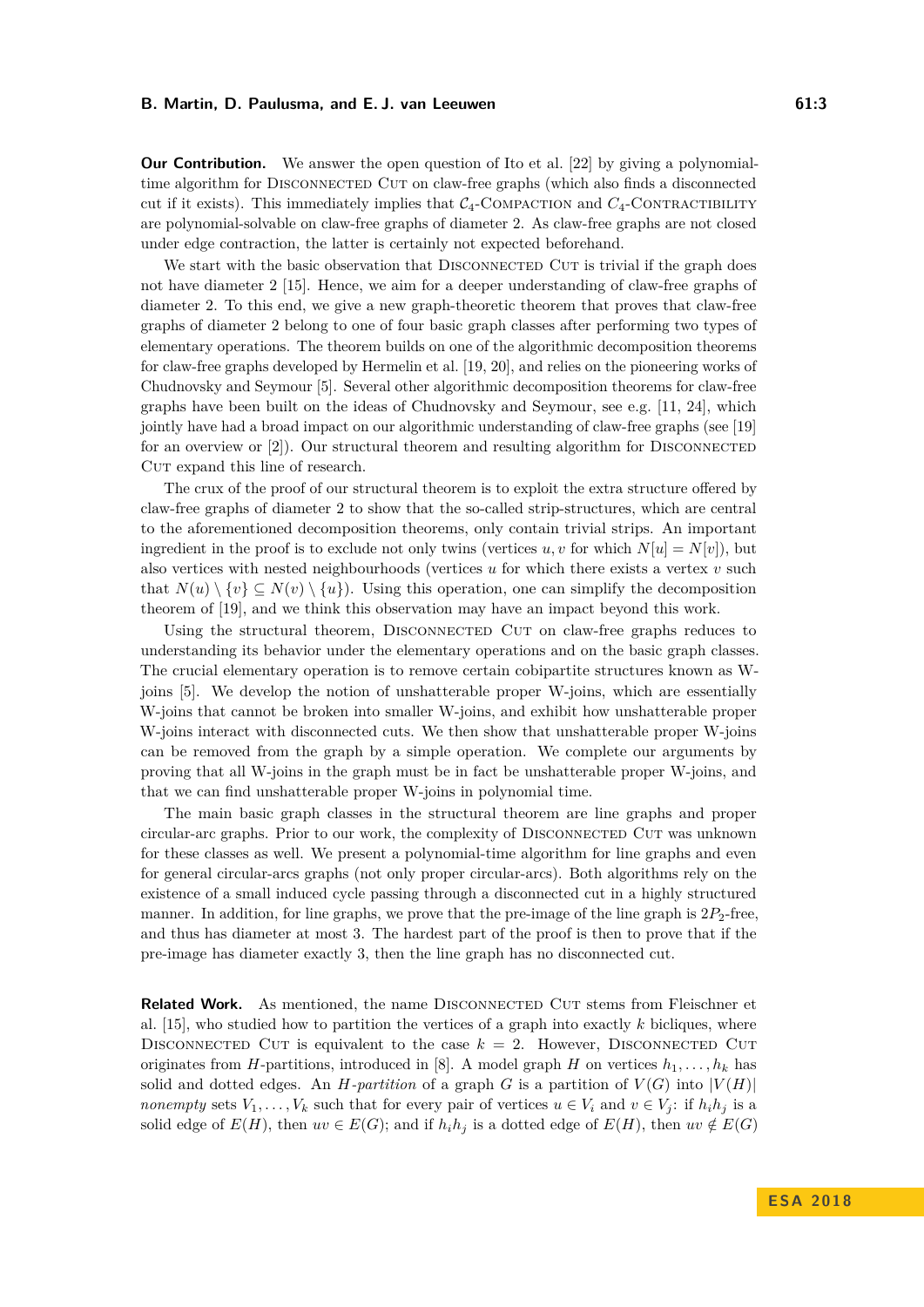**Our Contribution.** We answer the open question of Ito et al. [22] by giving a polynomial-time algorithm for Disconnected Cut on claw-free graphs (which also finds a disconnected cut if it exists). This immediately implies that $\mathcal{C}_4$-Compaction and $\mathcal{C}_4$-Contractibility are polynomial-solvable on claw-free graphs of diameter 2. As claw-free graphs are not closed under edge contraction, the latter is certainly not expected beforehand.

We start with the basic observation that Disconnected Cut is trivial if the graph does not have diameter 2 [15]. Hence, we aim for a deeper understanding of claw-free graphs of diameter 2. To this end, we give a new graph-theoretic theorem that proves that claw-free graphs of diameter 2 belong to one of four basic graph classes after performing two types of elementary operations. The theorem builds on one of the algorithmic decomposition theorems for claw-free graphs developed by Hermelin et al. [19, 20], and relies on the pioneering works of Chudnovsky and Seymour [5]. Several other algorithmic decomposition theorems for claw-free graphs have been built on the ideas of Chudnovsky and Seymour, see e.g. [11, 24], which jointly have had a broad impact on our algorithmic understanding of claw-free graphs (see [19] for an overview or [2]). Our structural theorem and resulting algorithm for Disconnected Cut expand this line of research.

The crux of the proof of our structural theorem is to exploit the extra structure offered by claw-free graphs of diameter 2 to show that the so-called strip-structures, which are central to the aforementioned decomposition theorems, only contain trivial strips. An important ingredient in the proof is to exclude not only twins (vertices $u, v$ for which $N[u] = N[v]$), but also vertices with nested neighbourhoods (vertices $u$ for which there exists a vertex $v$ such that $N(u) \setminus \{v\} \subseteq N(v) \setminus \{u\}$). Using this operation, one can simplify the decomposition theorem of [19], and we think this observation may have an impact beyond this work.

Using the structural theorem, Disconnected Cut on claw-free graphs reduces to understanding its behavior under the elementary operations and on the basic graph classes. The crucial elementary operation is to remove certain cobipartite structures known as W-joins [5]. We develop the notion of unshatterable proper W-joins, which are essentially W-joins that cannot be broken into smaller W-joins, and exhibit how unshatterable proper W-joins interact with disconnected cuts. We then show that unshatterable proper W-joins can be removed from the graph by a simple operation. We complete our arguments by proving that all W-joins in the graph must be in fact be unshatterable proper W-joins, and that we can find unshatterable proper W-joins in polynomial time.

The main basic graph classes in the structural theorem are line graphs and proper circular-arc graphs. Prior to our work, the complexity of Disconnected Cut was unknown for these classes as well. We present a polynomial-time algorithm for line graphs and even for general circular-arcs graphs (not only proper circular-arcs). Both algorithms rely on the existence of a small induced cycle passing through a disconnected cut in a highly structured manner. In addition, for line graphs, we prove that the pre-image of the line graph is $2P_2$-free, and thus has diameter at most 3. The hardest part of the proof is then to prove that if the pre-image has diameter exactly 3, then the line graph has no disconnected cut.

**Related Work.** As mentioned, the name Disconnected Cut stems from Fleischner et al. [15], who studied how to partition the vertices of a graph into exactly $k$ bicliques, where Disconnected Cut is equivalent to the case $k = 2$. However, Disconnected Cut originates from $H$-partitions, introduced in [8]. A model graph $H$ on vertices $h_1, \ldots, h_k$ has solid and dotted edges. An *$H$-partition* of a graph $G$ is a partition of $V(G)$ into $|V(H)|$ *nonempty* sets $V_1, \ldots, V_k$ such that for every pair of vertices $u \in V_i$ and $v \in V_j$: if $h_ih_j$ is a solid edge of $E(H)$, then $uv \in E(G)$; and if $h_ih_j$ is a dotted edge of $E(H)$, then $uv \notin E(G)$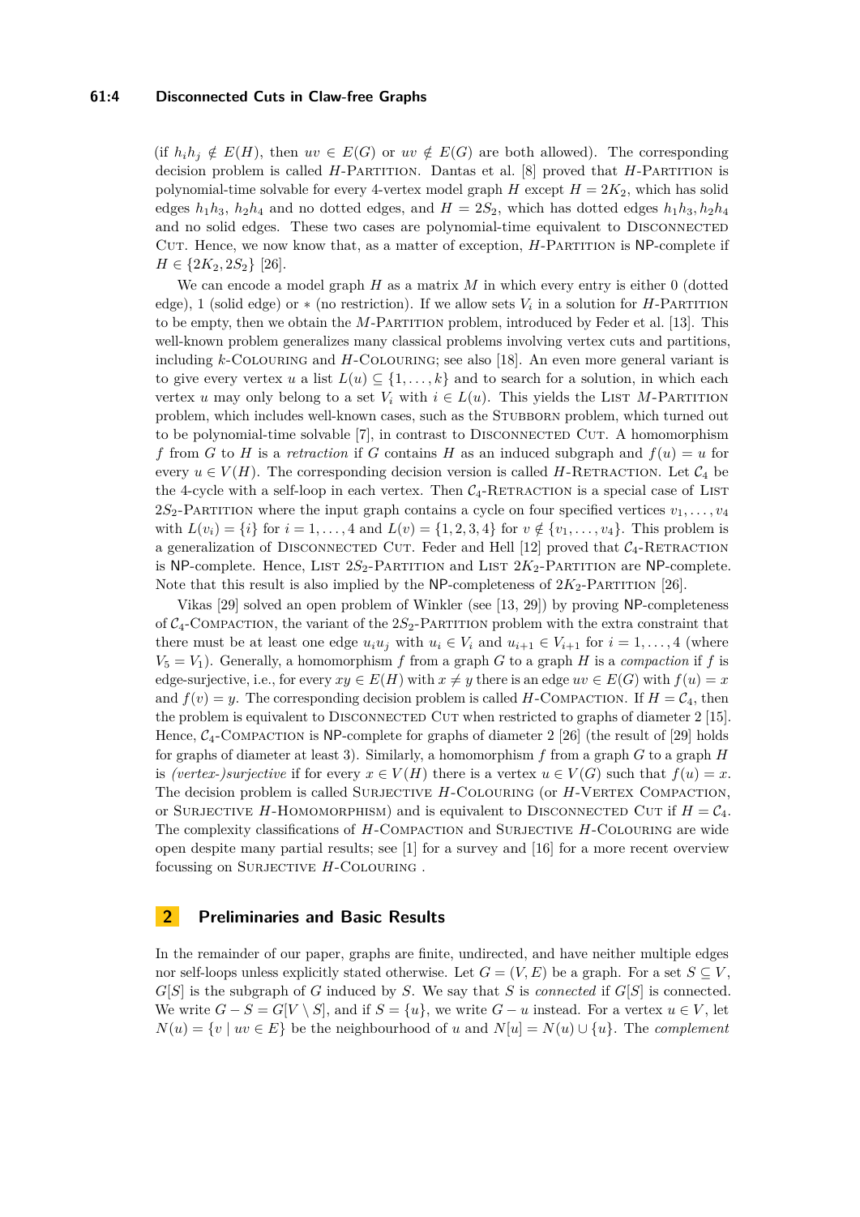(if $h_ih_j \notin E(H)$, then $uv \in E(G)$ or $uv \notin E(G)$ are both allowed). The corresponding decision problem is called $H$-Partition. Dantas et al. [8] proved that $H$-Partition is polynomial-time solvable for every 4-vertex model graph $H$ except $H = 2K_2$, which has solid edges $h_1h_3$, $h_2h_4$ and no dotted edges, and $H = 2S_2$, which has dotted edges $h_1h_3, h_2h_4$ and no solid edges. These two cases are polynomial-time equivalent to Disconnected Cut. Hence, we now know that, as a matter of exception, $H$-Partition is NP-complete if $H \in \{2K_2, 2S_2\}$ [26].

We can encode a model graph $H$ as a matrix $M$ in which every entry is either 0 (dotted edge), 1 (solid edge) or $*$ (no restriction). If we allow sets $V_i$ in a solution for $H$-Partition to be empty, then we obtain the $M$-Partition problem, introduced by Feder et al. [13]. This well-known problem generalizes many classical problems involving vertex cuts and partitions, including $k$-Colouring and $H$-Colouring; see also [18]. An even more general variant is to give every vertex $u$ a list $L(u) \subseteq \{1, \ldots, k\}$ and to search for a solution, in which each vertex $u$ may only belong to a set $V_i$ with $i \in L(u)$. This yields the List $M$-Partition problem, which includes well-known cases, such as the Stubborn problem, which turned out to be polynomial-time solvable [7], in contrast to Disconnected Cut. A homomorphism $f$ from $G$ to $H$ is a *retraction* if $G$ contains $H$ as an induced subgraph and $f(u) = u$ for every $u \in V(H)$. The corresponding decision version is called $H$-Retraction. Let $\mathcal{C}_4$ be the 4-cycle with a self-loop in each vertex. Then $\mathcal{C}_4$-Retraction is a special case of List $2S_2$-Partition where the input graph contains a cycle on four specified vertices $v_1, \ldots, v_4$ with $L(v_i) = \{i\}$ for $i = 1, \ldots, 4$ and $L(v) = \{1, 2, 3, 4\}$ for $v \notin \{v_1, \ldots, v_4\}$. This problem is a generalization of Disconnected Cut. Feder and Hell [12] proved that $\mathcal{C}_4$-Retraction is NP-complete. Hence, List $2S_2$-Partition and List $2K_2$-Partition are NP-complete. Note that this result is also implied by the NP-completeness of $2K_2$-Partition [26].

Vikas [29] solved an open problem of Winkler (see [13, 29]) by proving NP-completeness of $\mathcal{C}_4$-Compaction, the variant of the $2S_2$-Partition problem with the extra constraint that there must be at least one edge $u_iu_j$ with $u_i \in V_i$ and $u_{i+1} \in V_{i+1}$ for $i = 1, \ldots, 4$ (where $V_5 = V_1$). Generally, a homomorphism $f$ from a graph $G$ to a graph $H$ is a *compaction* if $f$ is edge-surjective, i.e., for every $xy \in E(H)$ with $x \neq y$ there is an edge $uv \in E(G)$ with $f(u) = x$ and $f(v) = y$. The corresponding decision problem is called $H$-Compaction. If $H = \mathcal{C}_4$, then the problem is equivalent to Disconnected Cut when restricted to graphs of diameter 2 [15]. Hence, $\mathcal{C}_4$-Compaction is NP-complete for graphs of diameter 2 [26] (the result of [29] holds for graphs of diameter at least 3). Similarly, a homomorphism $f$ from a graph $G$ to a graph $H$ is *(vertex-)surjective* if for every $x \in V(H)$ there is a vertex $u \in V(G)$ such that $f(u) = x$. The decision problem is called Surjective $H$-Colouring (or $H$-Vertex Compaction, or Surjective $H$-Homomorphism) and is equivalent to Disconnected Cut if $H = \mathcal{C}_4$. The complexity classifications of $H$-Compaction and Surjective $H$-Colouring are wide open despite many partial results; see [1] for a survey and [16] for a more recent overview focussing on Surjective $H$-Colouring .

## 2 Preliminaries and Basic Results

In the remainder of our paper, graphs are finite, undirected, and have neither multiple edges nor self-loops unless explicitly stated otherwise. Let $G = (V, E)$ be a graph. For a set $S \subseteq V$, $G[S]$ is the subgraph of $G$ induced by $S$. We say that $S$ is *connected* if $G[S]$ is connected. We write $G - S = G[V \setminus S]$, and if $S = \{u\}$, we write $G - u$ instead. For a vertex $u \in V$, let $N(u) = \{v \mid uv \in E\}$ be the neighbourhood of $u$ and $N[u] = N(u) \cup \{u\}$. The *complement*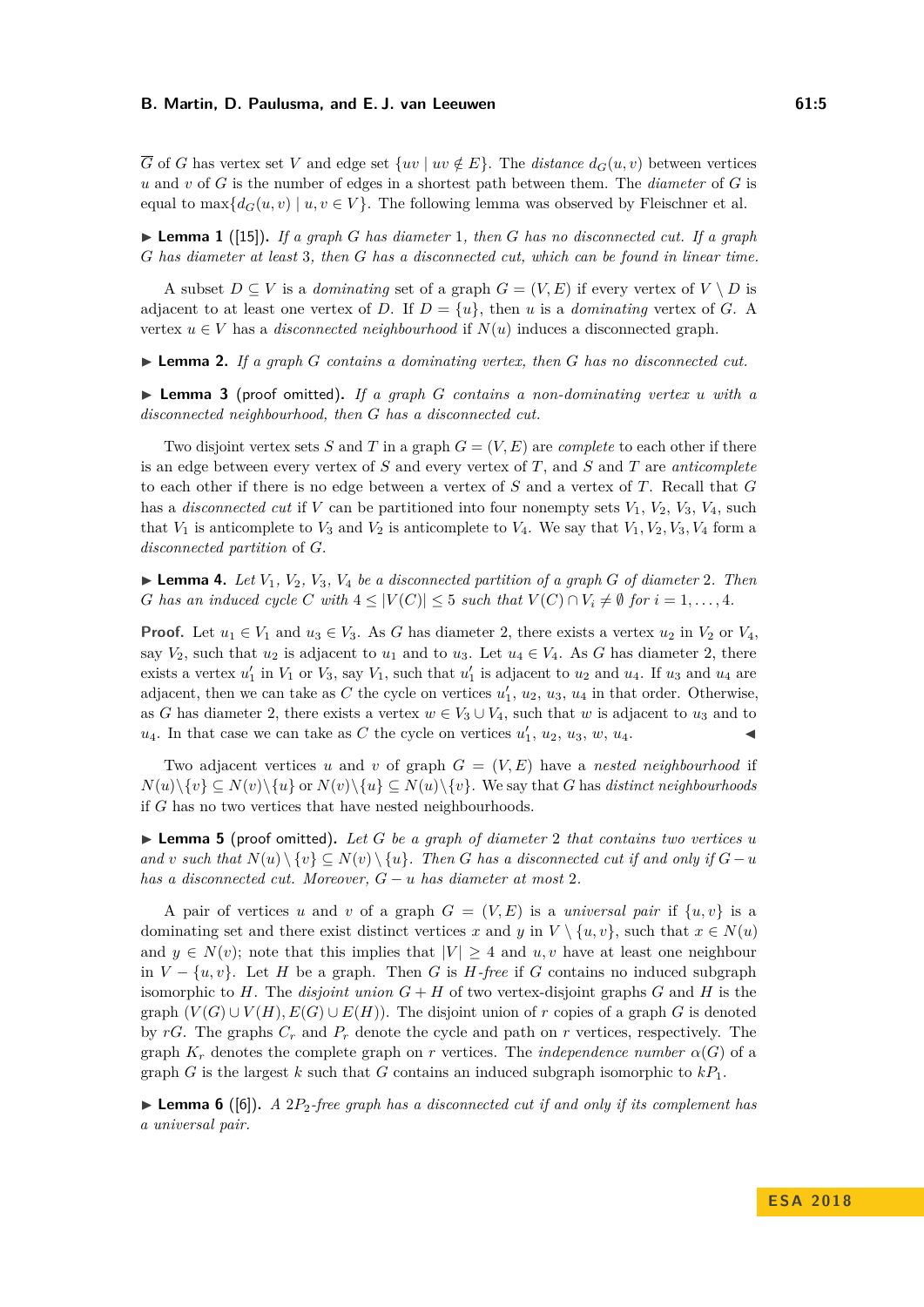$\overline{G}$ of $G$ has vertex set $V$ and edge set $\{uv \mid uv \notin E\}$. The *distance* $d_G(u,v)$ between vertices $u$ and $v$ of $G$ is the number of edges in a shortest path between them. The *diameter* of $G$ is equal to $\max\{d_G(u,v) \mid u,v \in V\}$. The following lemma was observed by Fleischner et al.

▶ **Lemma 1** ([15]). *If a graph $G$ has diameter 1, then $G$ has no disconnected cut. If a graph $G$ has diameter at least 3, then $G$ has a disconnected cut, which can be found in linear time.*

A subset $D \subseteq V$ is a *dominating* set of a graph $G = (V,E)$ if every vertex of $V \setminus D$ is adjacent to at least one vertex of $D$. If $D = \{u\}$, then $u$ is a *dominating* vertex of $G$. A vertex $u \in V$ has a *disconnected neighbourhood* if $N(u)$ induces a disconnected graph.

▶ **Lemma 2.** *If a graph $G$ contains a dominating vertex, then $G$ has no disconnected cut.*

▶ **Lemma 3** (proof omitted). *If a graph $G$ contains a non-dominating vertex $u$ with a disconnected neighbourhood, then $G$ has a disconnected cut.*

Two disjoint vertex sets $S$ and $T$ in a graph $G = (V,E)$ are *complete* to each other if there is an edge between every vertex of $S$ and every vertex of $T$, and $S$ and $T$ are *anticomplete* to each other if there is no edge between a vertex of $S$ and a vertex of $T$. Recall that $G$ has a *disconnected cut* if $V$ can be partitioned into four nonempty sets $V_1$, $V_2$, $V_3$, $V_4$, such that $V_1$ is anticomplete to $V_3$ and $V_2$ is anticomplete to $V_4$. We say that $V_1, V_2, V_3, V_4$ form a *disconnected partition* of $G$.

▶ **Lemma 4.** *Let $V_1$, $V_2$, $V_3$, $V_4$ be a disconnected partition of a graph $G$ of diameter 2. Then $G$ has an induced cycle $C$ with $4 \leq |V(C)| \leq 5$ such that $V(C) \cap V_i \neq \emptyset$ for $i = 1, \ldots, 4$.*

**Proof.** Let $u_1 \in V_1$ and $u_3 \in V_3$. As $G$ has diameter 2, there exists a vertex $u_2$ in $V_2$ or $V_4$, say $V_2$, such that $u_2$ is adjacent to $u_1$ and to $u_3$. Let $u_4 \in V_4$. As $G$ has diameter 2, there exists a vertex $u_1'$ in $V_1$ or $V_3$, say $V_1$, such that $u_1'$ is adjacent to $u_2$ and $u_4$. If $u_3$ and $u_4$ are adjacent, then we can take as $C$ the cycle on vertices $u_1'$, $u_2$, $u_3$, $u_4$ in that order. Otherwise, as $G$ has diameter 2, there exists a vertex $w \in V_3 \cup V_4$, such that $w$ is adjacent to $u_3$ and to $u_4$. In that case we can take as $C$ the cycle on vertices $u_1'$, $u_2$, $u_3$, $w$, $u_4$. ◀

Two adjacent vertices $u$ and $v$ of $G = (V,E)$ have a *nested neighbourhood* if $N(u) \setminus \{v\} \subseteq N(v) \setminus \{u\}$ or $N(v) \setminus \{u\} \subseteq N(u) \setminus \{v\}$. We say that $G$ has *distinct neighbourhoods* if $G$ has no two vertices that have nested neighbourhoods.

▶ **Lemma 5** (proof omitted). *Let $G$ be a graph of diameter 2 that contains two vertices $u$ and $v$ such that $N(u) \setminus \{v\} \subseteq N(v) \setminus \{u\}$. Then $G$ has a disconnected cut if and only if $G - u$ has a disconnected cut. Moreover, $G - u$ has diameter at most 2.*

A pair of vertices $u$ and $v$ of a graph $G = (V,E)$ is a *universal pair* if $\{u,v\}$ is a dominating set and there exist distinct vertices $x$ and $y$ in $V \setminus \{u,v\}$, such that $x \in N(u)$ and $y \in N(v)$; note that this implies that $|V| \geq 4$ and $u, v$ have at least one neighbour in $V - \{u,v\}$. Let $H$ be a graph. Then $G$ is *$H$-free* if $G$ contains no induced subgraph isomorphic to $H$. The *disjoint union* $G + H$ of two vertex-disjoint graphs $G$ and $H$ is the graph $(V(G) \cup V(H), E(G) \cup E(H))$. The disjoint union of $r$ copies of a graph $G$ is denoted by $rG$. The graphs $C_r$ and $P_r$ denote the cycle and path on $r$ vertices, respectively. The graph $K_r$ denotes the complete graph on $r$ vertices. The *independence number* $\alpha(G)$ of a graph $G$ is the largest $k$ such that $G$ contains an induced subgraph isomorphic to $kP_1$.

▶ **Lemma 6** ([6]). *A $2P_2$-free graph has a disconnected cut if and only if its complement has a universal pair.*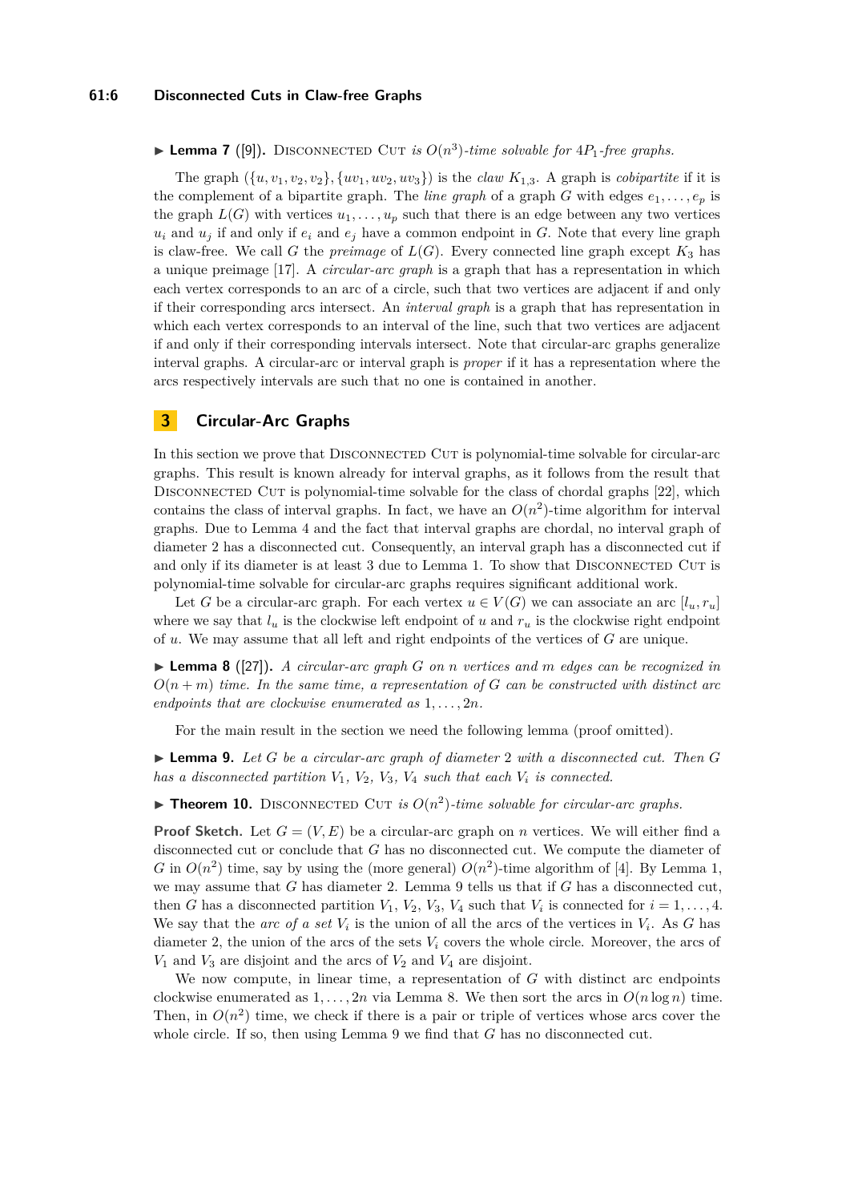▶ **Lemma 7** ([9]). Disconnected Cut *is $O(n^3)$-time solvable for $4P_1$-free graphs.*

The graph $(\{u, v_1, v_2, v_2\}, \{uv_1, uv_2, uv_3\})$ is the *claw* $K_{1,3}$. A graph is *cobipartite* if it is the complement of a bipartite graph. The *line graph* of a graph $G$ with edges $e_1, \ldots, e_p$ is the graph $L(G)$ with vertices $u_1, \ldots, u_p$ such that there is an edge between any two vertices $u_i$ and $u_j$ if and only if $e_i$ and $e_j$ have a common endpoint in $G$. Note that every line graph is claw-free. We call $G$ the *preimage* of $L(G)$. Every connected line graph except $K_3$ has a unique preimage [17]. A *circular-arc graph* is a graph that has a representation in which each vertex corresponds to an arc of a circle, such that two vertices are adjacent if and only if their corresponding arcs intersect. An *interval graph* is a graph that has representation in which each vertex corresponds to an interval of the line, such that two vertices are adjacent if and only if their corresponding intervals intersect. Note that circular-arc graphs generalize interval graphs. A circular-arc or interval graph is *proper* if it has a representation where the arcs respectively intervals are such that no one is contained in another.

## 3 Circular-Arc Graphs

In this section we prove that Disconnected Cut is polynomial-time solvable for circular-arc graphs. This result is known already for interval graphs, as it follows from the result that Disconnected Cut is polynomial-time solvable for the class of chordal graphs [22], which contains the class of interval graphs. In fact, we have an $O(n^2)$-time algorithm for interval graphs. Due to Lemma 4 and the fact that interval graphs are chordal, no interval graph of diameter 2 has a disconnected cut. Consequently, an interval graph has a disconnected cut if and only if its diameter is at least 3 due to Lemma 1. To show that Disconnected Cut is polynomial-time solvable for circular-arc graphs requires significant additional work.

Let $G$ be a circular-arc graph. For each vertex $u \in V(G)$ we can associate an arc $[l_u, r_u]$ where we say that $l_u$ is the clockwise left endpoint of $u$ and $r_u$ is the clockwise right endpoint of $u$. We may assume that all left and right endpoints of the vertices of $G$ are unique.

▶ **Lemma 8** ([27]). *A circular-arc graph $G$ on $n$ vertices and $m$ edges can be recognized in $O(n + m)$ time. In the same time, a representation of $G$ can be constructed with distinct arc endpoints that are clockwise enumerated as $1, \ldots, 2n$.*

For the main result in the section we need the following lemma (proof omitted).

▶ **Lemma 9.** *Let $G$ be a circular-arc graph of diameter 2 with a disconnected cut. Then $G$ has a disconnected partition $V_1$, $V_2$, $V_3$, $V_4$ such that each $V_i$ is connected.*

▶ **Theorem 10.** Disconnected Cut *is $O(n^2)$-time solvable for circular-arc graphs.*

**Proof Sketch.** Let $G = (V, E)$ be a circular-arc graph on $n$ vertices. We will either find a disconnected cut or conclude that $G$ has no disconnected cut. We compute the diameter of $G$ in $O(n^2)$ time, say by using the (more general) $O(n^2)$-time algorithm of [4]. By Lemma 1, we may assume that $G$ has diameter 2. Lemma 9 tells us that if $G$ has a disconnected cut, then $G$ has a disconnected partition $V_1$, $V_2$, $V_3$, $V_4$ such that $V_i$ is connected for $i = 1, \ldots, 4$. We say that the *arc of a set* $V_i$ is the union of all the arcs of the vertices in $V_i$. As $G$ has diameter 2, the union of the arcs of the sets $V_i$ covers the whole circle. Moreover, the arcs of $V_1$ and $V_3$ are disjoint and the arcs of $V_2$ and $V_4$ are disjoint.

We now compute, in linear time, a representation of $G$ with distinct arc endpoints clockwise enumerated as $1, \ldots, 2n$ via Lemma 8. We then sort the arcs in $O(n \log n)$ time. Then, in $O(n^2)$ time, we check if there is a pair or triple of vertices whose arcs cover the whole circle. If so, then using Lemma 9 we find that $G$ has no disconnected cut.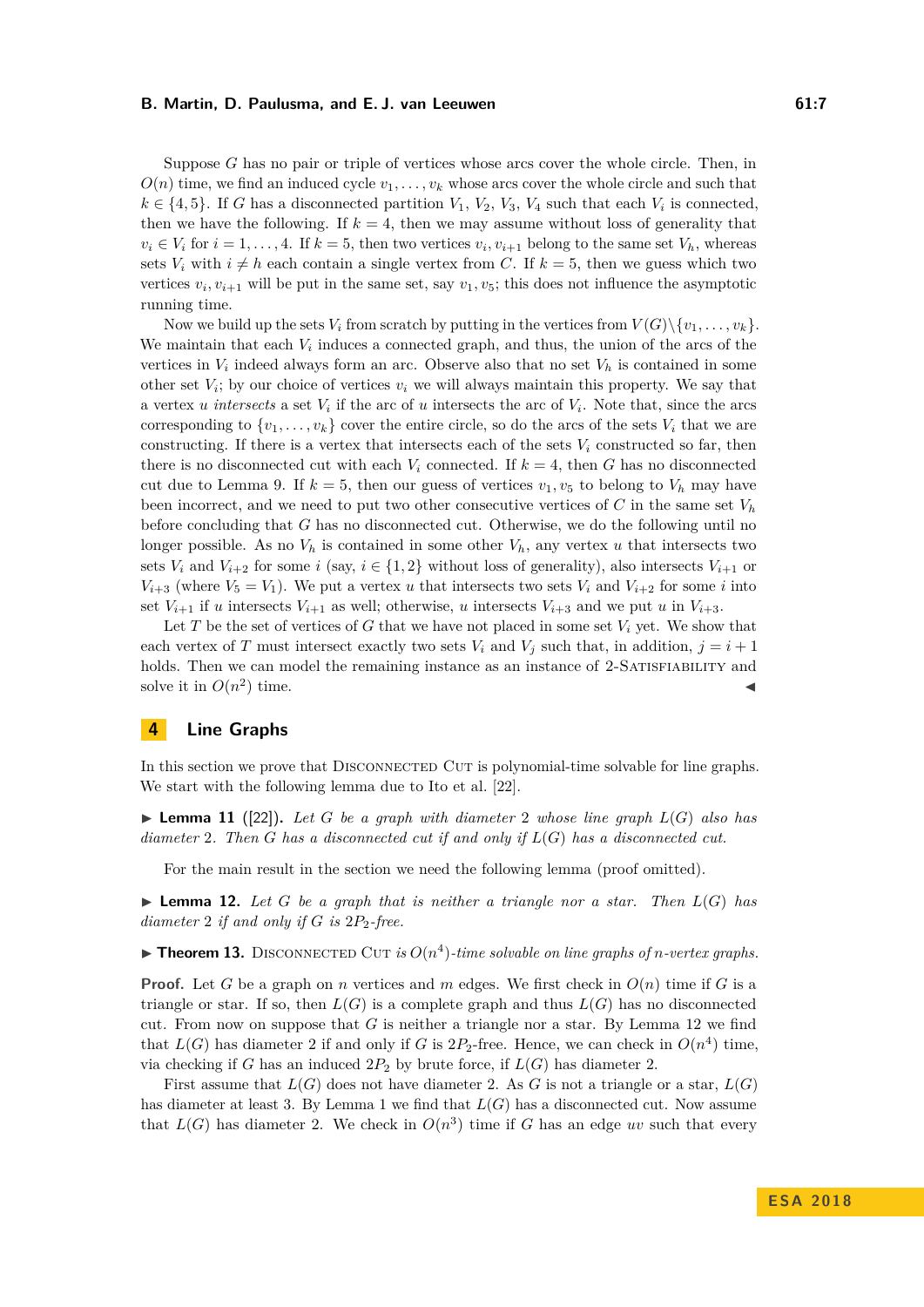Suppose $G$ has no pair or triple of vertices whose arcs cover the whole circle. Then, in $O(n)$ time, we find an induced cycle $v_1, \ldots, v_k$ whose arcs cover the whole circle and such that $k \in \{4, 5\}$. If $G$ has a disconnected partition $V_1$, $V_2$, $V_3$, $V_4$ such that each $V_i$ is connected, then we have the following. If $k = 4$, then we may assume without loss of generality that $v_i \in V_i$ for $i = 1, \ldots, 4$. If $k = 5$, then two vertices $v_i, v_{i+1}$ belong to the same set $V_h$, whereas sets $V_i$ with $i \neq h$ each contain a single vertex from $C$. If $k = 5$, then we guess which two vertices $v_i, v_{i+1}$ will be put in the same set, say $v_1, v_5$; this does not influence the asymptotic running time.

Now we build up the sets $V_i$ from scratch by putting in the vertices from $V(G) \setminus \{v_1, \ldots, v_k\}$. We maintain that each $V_i$ induces a connected graph, and thus, the union of the arcs of the vertices in $V_i$ indeed always form an arc. Observe also that no set $V_h$ is contained in some other set $V_i$; by our choice of vertices $v_i$ we will always maintain this property. We say that a vertex $u$ *intersects* a set $V_i$ if the arc of $u$ intersects the arc of $V_i$. Note that, since the arcs corresponding to $\{v_1, \ldots, v_k\}$ cover the entire circle, so do the arcs of the sets $V_i$ that we are constructing. If there is a vertex that intersects each of the sets $V_i$ constructed so far, then there is no disconnected cut with each $V_i$ connected. If $k = 4$, then $G$ has no disconnected cut due to Lemma 9. If $k = 5$, then our guess of vertices $v_1, v_5$ to belong to $V_h$ may have been incorrect, and we need to put two other consecutive vertices of $C$ in the same set $V_h$ before concluding that $G$ has no disconnected cut. Otherwise, we do the following until no longer possible. As no $V_h$ is contained in some other $V_h$, any vertex $u$ that intersects two sets $V_i$ and $V_{i+2}$ for some $i$ (say, $i \in \{1, 2\}$ without loss of generality), also intersects $V_{i+1}$ or $V_{i+3}$ (where $V_5 = V_1$). We put a vertex $u$ that intersects two sets $V_i$ and $V_{i+2}$ for some $i$ into set $V_{i+1}$ if $u$ intersects $V_{i+1}$ as well; otherwise, $u$ intersects $V_{i+3}$ and we put $u$ in $V_{i+3}$.

Let $T$ be the set of vertices of $G$ that we have not placed in some set $V_i$ yet. We show that each vertex of $T$ must intersect exactly two sets $V_i$ and $V_j$ such that, in addition, $j = i + 1$ holds. Then we can model the remaining instance as an instance of 2-Satisfiability and solve it in $O(n^2)$ time. ◀

## 4 Line Graphs

In this section we prove that Disconnected Cut is polynomial-time solvable for line graphs. We start with the following lemma due to Ito et al. [22].

▶ **Lemma 11** ([22]). *Let $G$ be a graph with diameter 2 whose line graph $L(G)$ also has diameter 2. Then $G$ has a disconnected cut if and only if $L(G)$ has a disconnected cut.*

For the main result in the section we need the following lemma (proof omitted).

▶ **Lemma 12.** *Let $G$ be a graph that is neither a triangle nor a star. Then $L(G)$ has diameter 2 if and only if $G$ is $2P_2$-free.*

▶ **Theorem 13.** *Disconnected Cut is $O(n^4)$-time solvable on line graphs of $n$-vertex graphs.*

**Proof.** Let $G$ be a graph on $n$ vertices and $m$ edges. We first check in $O(n)$ time if $G$ is a triangle or star. If so, then $L(G)$ is a complete graph and thus $L(G)$ has no disconnected cut. From now on suppose that $G$ is neither a triangle nor a star. By Lemma 12 we find that $L(G)$ has diameter 2 if and only if $G$ is $2P_2$-free. Hence, we can check in $O(n^4)$ time, via checking if $G$ has an induced $2P_2$ by brute force, if $L(G)$ has diameter 2.

First assume that $L(G)$ does not have diameter 2. As $G$ is not a triangle or a star, $L(G)$ has diameter at least 3. By Lemma 1 we find that $L(G)$ has a disconnected cut. Now assume that $L(G)$ has diameter 2. We check in $O(n^3)$ time if $G$ has an edge $uv$ such that every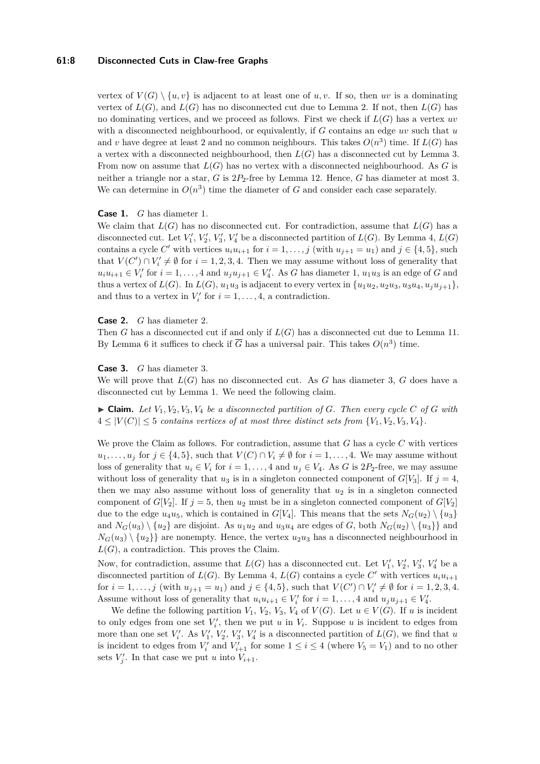vertex of $V(G) \setminus \{u, v\}$ is adjacent to at least one of $u, v$. If so, then $uv$ is a dominating vertex of $L(G)$, and $L(G)$ has no disconnected cut due to Lemma 2. If not, then $L(G)$ has no dominating vertices, and we proceed as follows. First we check if $L(G)$ has a vertex $uv$ with a disconnected neighbourhood, or equivalently, if $G$ contains an edge $uv$ such that $u$ and $v$ have degree at least 2 and no common neighbours. This takes $O(n^3)$ time. If $L(G)$ has a vertex with a disconnected neighbourhood, then $L(G)$ has a disconnected cut by Lemma 3. From now on assume that $L(G)$ has no vertex with a disconnected neighbourhood. As $G$ is neither a triangle nor a star, $G$ is $2P_2$-free by Lemma 12. Hence, $G$ has diameter at most 3. We can determine in $O(n^3)$ time the diameter of $G$ and consider each case separately.

**Case 1.** $G$ has diameter 1.
We claim that $L(G)$ has no disconnected cut. For contradiction, assume that $L(G)$ has a disconnected cut. Let $V_1'$, $V_2'$, $V_3'$, $V_4'$ be a disconnected partition of $L(G)$. By Lemma 4, $L(G)$ contains a cycle $C'$ with vertices $u_iu_{i+1}$ for $i = 1, \ldots, j$ (with $u_{j+1} = u_1$) and $j \in \{4, 5\}$, such that $V(C') \cap V_i' \neq \emptyset$ for $i = 1, 2, 3, 4$. Then we may assume without loss of generality that $u_iu_{i+1} \in V_i'$ for $i = 1, \ldots, 4$ and $u_ju_{j+1} \in V_4'$. As $G$ has diameter 1, $u_1u_3$ is an edge of $G$ and thus a vertex of $L(G)$. In $L(G)$, $u_1u_3$ is adjacent to every vertex in $\{u_1u_2, u_2u_3, u_3u_4, u_ju_{j+1}\}$, and thus to a vertex in $V_i'$ for $i = 1, \ldots, 4$, a contradiction.

**Case 2.** $G$ has diameter 2.
Then $G$ has a disconnected cut if and only if $L(G)$ has a disconnected cut due to Lemma 11. By Lemma 6 it suffices to check if $\overline{G}$ has a universal pair. This takes $O(n^3)$ time.

**Case 3.** $G$ has diameter 3.
We will prove that $L(G)$ has no disconnected cut. As $G$ has diameter 3, $G$ does have a disconnected cut by Lemma 1. We need the following claim.

▶ **Claim.** *Let $V_1, V_2, V_3, V_4$ be a disconnected partition of $G$. Then every cycle $C$ of $G$ with $4 \leq |V(C)| \leq 5$ contains vertices of at most three distinct sets from $\{V_1, V_2, V_3, V_4\}$.*

We prove the Claim as follows. For contradiction, assume that $G$ has a cycle $C$ with vertices $u_1, \ldots, u_j$ for $j \in \{4, 5\}$, such that $V(C) \cap V_i \neq \emptyset$ for $i = 1, \ldots, 4$. We may assume without loss of generality that $u_i \in V_i$ for $i = 1, \ldots, 4$ and $u_j \in V_4$. As $G$ is $2P_2$-free, we may assume without loss of generality that $u_3$ is in a singleton connected component of $G[V_3]$. If $j = 4$, then we may also assume without loss of generality that $u_2$ is in a singleton connected component of $G[V_2]$. If $j = 5$, then $u_2$ must be in a singleton connected component of $G[V_2]$ due to the edge $u_4u_5$, which is contained in $G[V_4]$. This means that the sets $N_G(u_2) \setminus \{u_3\}$ and $N_G(u_3) \setminus \{u_2\}$ are disjoint. As $u_1u_2$ and $u_3u_4$ are edges of $G$, both $N_G(u_2) \setminus \{u_3\}\}$ and $N_G(u_3) \setminus \{u_2\}\}$ are nonempty. Hence, the vertex $u_2u_3$ has a disconnected neighbourhood in $L(G)$, a contradiction. This proves the Claim.

Now, for contradiction, assume that $L(G)$ has a disconnected cut. Let $V_1'$, $V_2'$, $V_3'$, $V_4'$ be a disconnected partition of $L(G)$. By Lemma 4, $L(G)$ contains a cycle $C'$ with vertices $u_iu_{i+1}$ for $i = 1, \ldots, j$ (with $u_{j+1} = u_1$) and $j \in \{4, 5\}$, such that $V(C') \cap V_i' \neq \emptyset$ for $i = 1, 2, 3, 4$. Assume without loss of generality that $u_iu_{i+1} \in V_i'$ for $i = 1, \ldots, 4$ and $u_ju_{j+1} \in V_4'$.

We define the following partition $V_1$, $V_2$, $V_3$, $V_4$ of $V(G)$. Let $u \in V(G)$. If $u$ is incident to only edges from one set $V_i'$, then we put $u$ in $V_i$. Suppose $u$ is incident to edges from more than one set $V_i'$. As $V_1'$, $V_2'$, $V_3'$, $V_4'$ is a disconnected partition of $L(G)$, we find that $u$ is incident to edges from $V_i'$ and $V_{i+1}'$ for some $1 \leq i \leq 4$ (where $V_5 = V_1$) and to no other sets $V_j'$. In that case we put $u$ into $V_{i+1}$.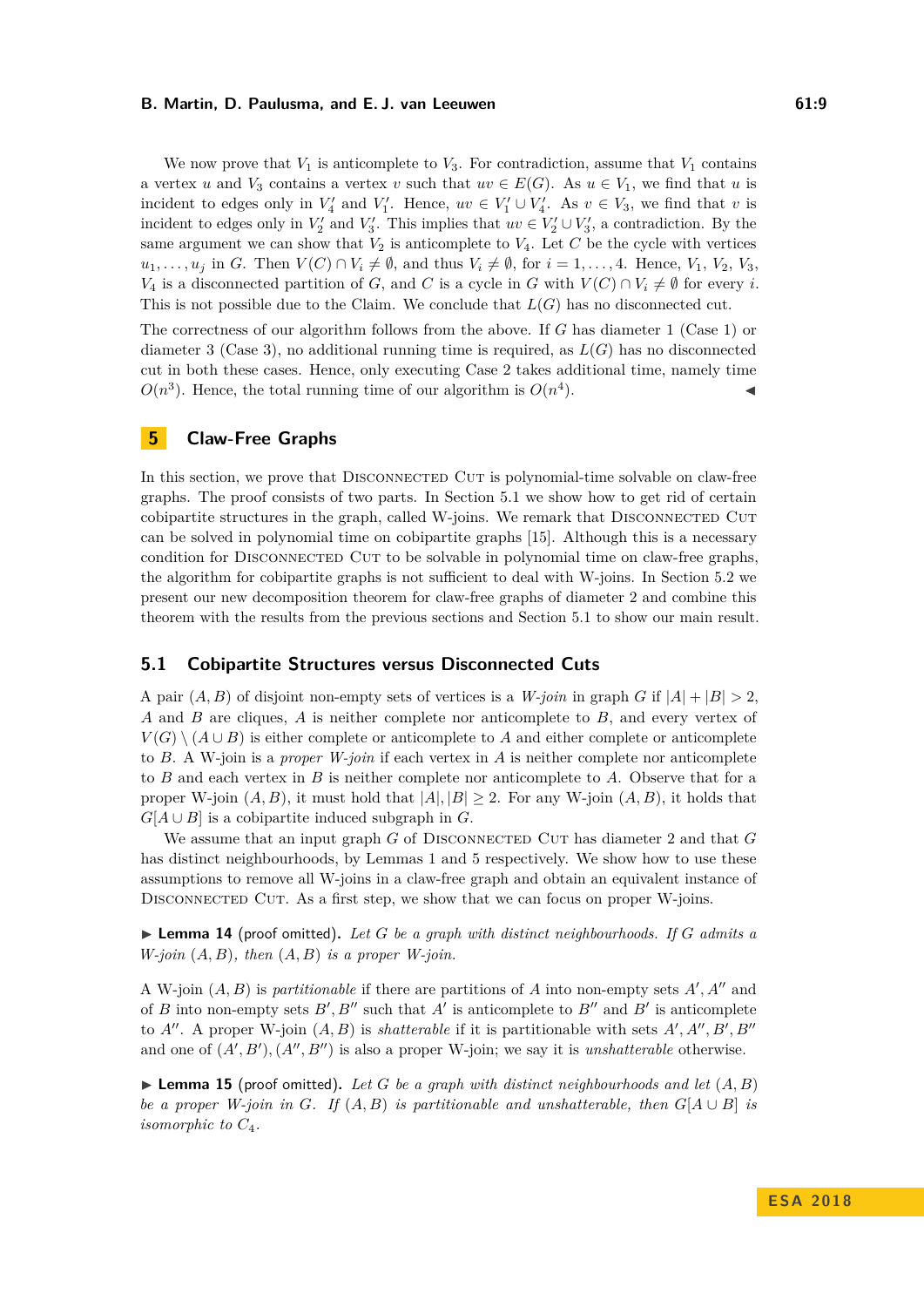We now prove that $V_1$ is anticomplete to $V_3$. For contradiction, assume that $V_1$ contains a vertex $u$ and $V_3$ contains a vertex $v$ such that $uv \in E(G)$. As $u \in V_1$, we find that $u$ is incident to edges only in $V_4'$ and $V_1'$. Hence, $uv \in V_1' \cup V_4'$. As $v \in V_3$, we find that $v$ is incident to edges only in $V_2'$ and $V_3'$. This implies that $uv \in V_2' \cup V_3'$, a contradiction. By the same argument we can show that $V_2$ is anticomplete to $V_4$. Let $C$ be the cycle with vertices $u_1, \ldots, u_j$ in $G$. Then $V(C) \cap V_i \neq \emptyset$, and thus $V_i \neq \emptyset$, for $i = 1, \ldots, 4$. Hence, $V_1$, $V_2$, $V_3$, $V_4$ is a disconnected partition of $G$, and $C$ is a cycle in $G$ with $V(C) \cap V_i \neq \emptyset$ for every $i$. This is not possible due to the Claim. We conclude that $L(G)$ has no disconnected cut.

The correctness of our algorithm follows from the above. If $G$ has diameter 1 (Case 1) or diameter 3 (Case 3), no additional running time is required, as $L(G)$ has no disconnected cut in both these cases. Hence, only executing Case 2 takes additional time, namely time $O(n^3)$. Hence, the total running time of our algorithm is $O(n^4)$. ◀

## 5 Claw-Free Graphs

In this section, we prove that Disconnected Cut is polynomial-time solvable on claw-free graphs. The proof consists of two parts. In Section 5.1 we show how to get rid of certain cobipartite structures in the graph, called W-joins. We remark that Disconnected Cut can be solved in polynomial time on cobipartite graphs [15]. Although this is a necessary condition for Disconnected Cut to be solvable in polynomial time on claw-free graphs, the algorithm for cobipartite graphs is not sufficient to deal with W-joins. In Section 5.2 we present our new decomposition theorem for claw-free graphs of diameter 2 and combine this theorem with the results from the previous sections and Section 5.1 to show our main result.

### 5.1 Cobipartite Structures versus Disconnected Cuts

A pair $(A, B)$ of disjoint non-empty sets of vertices is a *W-join* in graph $G$ if $|A| + |B| > 2$, $A$ and $B$ are cliques, $A$ is neither complete nor anticomplete to $B$, and every vertex of $V(G) \setminus (A \cup B)$ is either complete or anticomplete to $A$ and either complete or anticomplete to $B$. A W-join is a *proper W-join* if each vertex in $A$ is neither complete nor anticomplete to $B$ and each vertex in $B$ is neither complete nor anticomplete to $A$. Observe that for a proper W-join $(A, B)$, it must hold that $|A|, |B| \geq 2$. For any W-join $(A, B)$, it holds that $G[A \cup B]$ is a cobipartite induced subgraph in $G$.

We assume that an input graph $G$ of Disconnected Cut has diameter 2 and that $G$ has distinct neighbourhoods, by Lemmas 1 and 5 respectively. We show how to use these assumptions to remove all W-joins in a claw-free graph and obtain an equivalent instance of Disconnected Cut. As a first step, we show that we can focus on proper W-joins.

▶ **Lemma 14** (proof omitted)**.** *Let $G$ be a graph with distinct neighbourhoods. If $G$ admits a W-join $(A, B)$, then $(A, B)$ is a proper W-join.*

A W-join $(A, B)$ is *partitionable* if there are partitions of $A$ into non-empty sets $A', A''$ and of $B$ into non-empty sets $B', B''$ such that $A'$ is anticomplete to $B''$ and $B'$ is anticomplete to $A''$. A proper W-join $(A, B)$ is *shatterable* if it is partitionable with sets $A', A'', B', B''$ and one of $(A', B'), (A'', B'')$ is also a proper W-join; we say it is *unshatterable* otherwise.

▶ **Lemma 15** (proof omitted)**.** *Let $G$ be a graph with distinct neighbourhoods and let $(A, B)$ be a proper W-join in $G$. If $(A, B)$ is partitionable and unshatterable, then $G[A \cup B]$ is isomorphic to $C_4$.*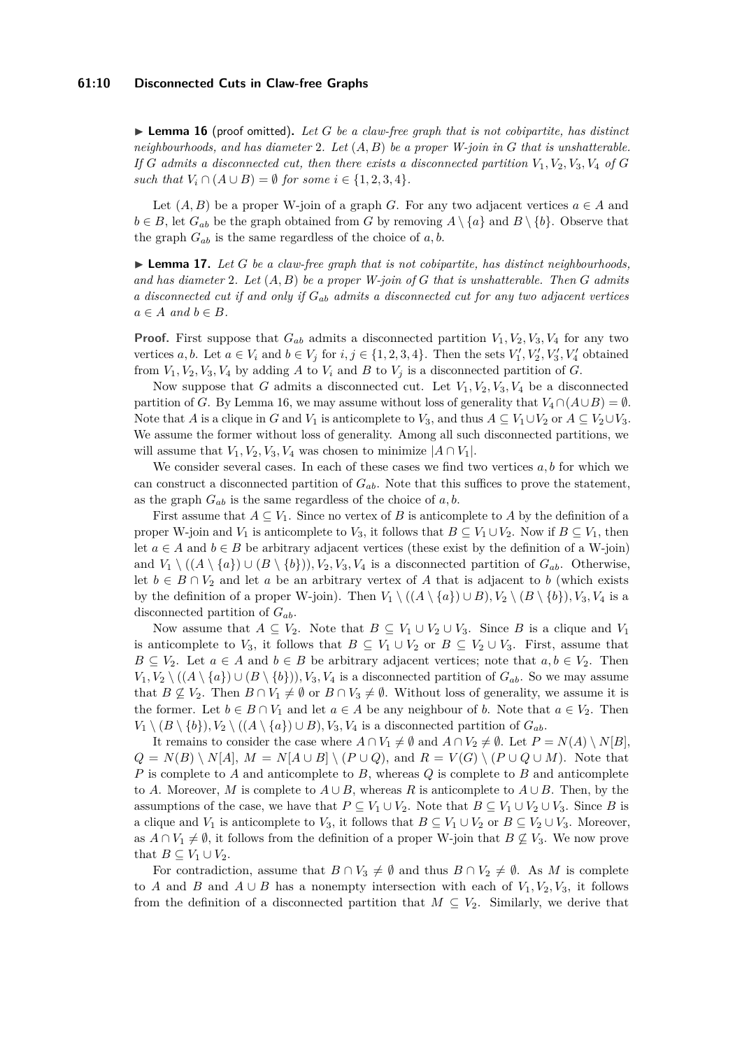▶ **Lemma 16** (proof omitted)**.** *Let $G$ be a claw-free graph that is not cobipartite, has distinct neighbourhoods, and has diameter 2. Let $(A, B)$ be a proper W-join in $G$ that is unshatterable. If $G$ admits a disconnected cut, then there exists a disconnected partition $V_1, V_2, V_3, V_4$ of $G$ such that $V_i \cap (A \cup B) = \emptyset$ for some $i \in \{1, 2, 3, 4\}$.*

Let $(A, B)$ be a proper W-join of a graph $G$. For any two adjacent vertices $a \in A$ and $b \in B$, let $G_{ab}$ be the graph obtained from $G$ by removing $A \setminus \{a\}$ and $B \setminus \{b\}$. Observe that the graph $G_{ab}$ is the same regardless of the choice of $a, b$.

▶ **Lemma 17.** *Let $G$ be a claw-free graph that is not cobipartite, has distinct neighbourhoods, and has diameter 2. Let $(A, B)$ be a proper W-join of $G$ that is unshatterable. Then $G$ admits a disconnected cut if and only if $G_{ab}$ admits a disconnected cut for any two adjacent vertices $a \in A$ and $b \in B$.*

**Proof.** First suppose that $G_{ab}$ admits a disconnected partition $V_1, V_2, V_3, V_4$ for any two vertices $a, b$. Let $a \in V_i$ and $b \in V_j$ for $i, j \in \{1, 2, 3, 4\}$. Then the sets $V_1', V_2', V_3', V_4'$ obtained from $V_1, V_2, V_3, V_4$ by adding $A$ to $V_i$ and $B$ to $V_j$ is a disconnected partition of $G$.

Now suppose that $G$ admits a disconnected cut. Let $V_1, V_2, V_3, V_4$ be a disconnected partition of $G$. By Lemma 16, we may assume without loss of generality that $V_4 \cap (A \cup B) = \emptyset$. Note that $A$ is a clique in $G$ and $V_1$ is anticomplete to $V_3$, and thus $A \subseteq V_1 \cup V_2$ or $A \subseteq V_2 \cup V_3$. We assume the former without loss of generality. Among all such disconnected partitions, we will assume that $V_1, V_2, V_3, V_4$ was chosen to minimize $|A \cap V_1|$.

We consider several cases. In each of these cases we find two vertices $a, b$ for which we can construct a disconnected partition of $G_{ab}$. Note that this suffices to prove the statement, as the graph $G_{ab}$ is the same regardless of the choice of $a, b$.

First assume that $A \subseteq V_1$. Since no vertex of $B$ is anticomplete to $A$ by the definition of a proper W-join and $V_1$ is anticomplete to $V_3$, it follows that $B \subseteq V_1 \cup V_2$. Now if $B \subseteq V_1$, then let $a \in A$ and $b \in B$ be arbitrary adjacent vertices (these exist by the definition of a W-join) and $V_1 \setminus ((A \setminus \{a\}) \cup (B \setminus \{b\})), V_2, V_3, V_4$ is a disconnected partition of $G_{ab}$. Otherwise, let $b \in B \cap V_2$ and let $a$ be an arbitrary vertex of $A$ that is adjacent to $b$ (which exists by the definition of a proper W-join). Then $V_1 \setminus ((A \setminus \{a\}) \cup B), V_2 \setminus (B \setminus \{b\}), V_3, V_4$ is a disconnected partition of $G_{ab}$.

Now assume that $A \subseteq V_2$. Note that $B \subseteq V_1 \cup V_2 \cup V_3$. Since $B$ is a clique and $V_1$ is anticomplete to $V_3$, it follows that $B \subseteq V_1 \cup V_2$ or $B \subseteq V_2 \cup V_3$. First, assume that $B \subseteq V_2$. Let $a \in A$ and $b \in B$ be arbitrary adjacent vertices; note that $a, b \in V_2$. Then $V_1, V_2 \setminus ((A \setminus \{a\}) \cup (B \setminus \{b\})), V_3, V_4$ is a disconnected partition of $G_{ab}$. So we may assume that $B \not\subseteq V_2$. Then $B \cap V_1 \neq \emptyset$ or $B \cap V_3 \neq \emptyset$. Without loss of generality, we assume it is the former. Let $b \in B \cap V_1$ and let $a \in A$ be any neighbour of $b$. Note that $a \in V_2$. Then $V_1 \setminus (B \setminus \{b\}), V_2 \setminus ((A \setminus \{a\}) \cup B), V_3, V_4$ is a disconnected partition of $G_{ab}$.

It remains to consider the case where $A \cap V_1 \neq \emptyset$ and $A \cap V_2 \neq \emptyset$. Let $P = N(A) \setminus N[B]$, $Q = N(B) \setminus N[A]$, $M = N[A \cup B] \setminus (P \cup Q)$, and $R = V(G) \setminus (P \cup Q \cup M)$. Note that $P$ is complete to $A$ and anticomplete to $B$, whereas $Q$ is complete to $B$ and anticomplete to $A$. Moreover, $M$ is complete to $A \cup B$, whereas $R$ is anticomplete to $A \cup B$. Then, by the assumptions of the case, we have that $P \subseteq V_1 \cup V_2$. Note that $B \subseteq V_1 \cup V_2 \cup V_3$. Since $B$ is a clique and $V_1$ is anticomplete to $V_3$, it follows that $B \subseteq V_1 \cup V_2$ or $B \subseteq V_2 \cup V_3$. Moreover, as $A \cap V_1 \neq \emptyset$, it follows from the definition of a proper W-join that $B \not\subseteq V_3$. We now prove that $B \subseteq V_1 \cup V_2$.

For contradiction, assume that $B \cap V_3 \neq \emptyset$ and thus $B \cap V_2 \neq \emptyset$. As $M$ is complete to $A$ and $B$ and $A \cup B$ has a nonempty intersection with each of $V_1, V_2, V_3$, it follows from the definition of a disconnected partition that $M \subseteq V_2$. Similarly, we derive that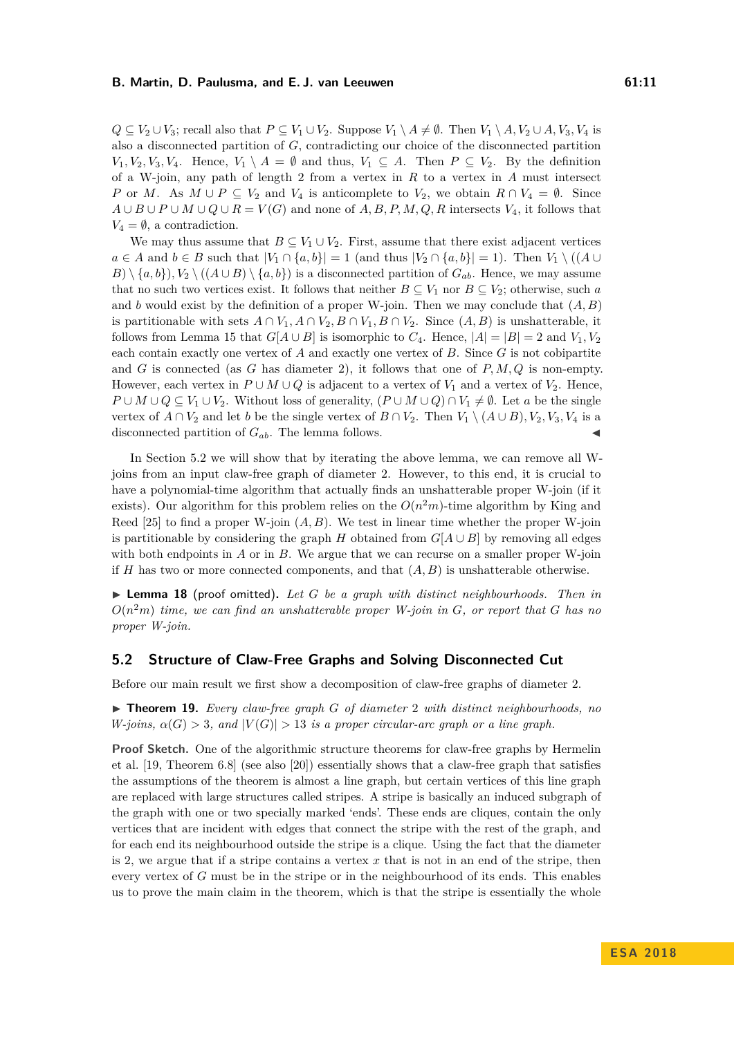$Q \subseteq V_2 \cup V_3$; recall also that $P \subseteq V_1 \cup V_2$. Suppose $V_1 \setminus A \neq \emptyset$. Then $V_1 \setminus A, V_2 \cup A, V_3, V_4$ is also a disconnected partition of $G$, contradicting our choice of the disconnected partition $V_1, V_2, V_3, V_4$. Hence, $V_1 \setminus A = \emptyset$ and thus, $V_1 \subseteq A$. Then $P \subseteq V_2$. By the definition of a W-join, any path of length 2 from a vertex in $R$ to a vertex in $A$ must intersect $P$ or $M$. As $M \cup P \subseteq V_2$ and $V_4$ is anticomplete to $V_2$, we obtain $R \cap V_4 = \emptyset$. Since $A \cup B \cup P \cup M \cup Q \cup R = V(G)$ and none of $A, B, P, M, Q, R$ intersects $V_4$, it follows that $V_4 = \emptyset$, a contradiction.

We may thus assume that $B \subseteq V_1 \cup V_2$. First, assume that there exist adjacent vertices $a \in A$ and $b \in B$ such that $|V_1 \cap \{a, b\}| = 1$ (and thus $|V_2 \cap \{a, b\}| = 1$). Then $V_1 \setminus ((A \cup B) \setminus \{a, b\}), V_2 \setminus ((A \cup B) \setminus \{a, b\})$ is a disconnected partition of $G_{ab}$. Hence, we may assume that no such two vertices exist. It follows that neither $B \subseteq V_1$ nor $B \subseteq V_2$; otherwise, such $a$ and $b$ would exist by the definition of a proper W-join. Then we may conclude that $(A, B)$ is partitionable with sets $A \cap V_1, A \cap V_2, B \cap V_1, B \cap V_2$. Since $(A, B)$ is unshatterable, it follows from Lemma 15 that $G[A \cup B]$ is isomorphic to $C_4$. Hence, $|A| = |B| = 2$ and $V_1, V_2$ each contain exactly one vertex of $A$ and exactly one vertex of $B$. Since $G$ is not cobipartite and $G$ is connected (as $G$ has diameter 2), it follows that one of $P, M, Q$ is non-empty. However, each vertex in $P \cup M \cup Q$ is adjacent to a vertex of $V_1$ and a vertex of $V_2$. Hence, $P \cup M \cup Q \subseteq V_1 \cup V_2$. Without loss of generality, $(P \cup M \cup Q) \cap V_1 \neq \emptyset$. Let $a$ be the single vertex of $A \cap V_2$ and let $b$ be the single vertex of $B \cap V_2$. Then $V_1 \setminus (A \cup B), V_2, V_3, V_4$ is a disconnected partition of $G_{ab}$. The lemma follows. ◀

In Section 5.2 we will show that by iterating the above lemma, we can remove all W-joins from an input claw-free graph of diameter 2. However, to this end, it is crucial to have a polynomial-time algorithm that actually finds an unshatterable proper W-join (if it exists). Our algorithm for this problem relies on the $O(n^2m)$-time algorithm by King and Reed [25] to find a proper W-join $(A, B)$. We test in linear time whether the proper W-join is partitionable by considering the graph $H$ obtained from $G[A \cup B]$ by removing all edges with both endpoints in $A$ or in $B$. We argue that we can recurse on a smaller proper W-join if $H$ has two or more connected components, and that $(A, B)$ is unshatterable otherwise.

▶ **Lemma 18** (proof omitted). *Let $G$ be a graph with distinct neighbourhoods. Then in $O(n^2m)$ time, we can find an unshatterable proper W-join in $G$, or report that $G$ has no proper W-join.*

## 5.2 Structure of Claw-Free Graphs and Solving Disconnected Cut

Before our main result we first show a decomposition of claw-free graphs of diameter 2.

▶ **Theorem 19.** *Every claw-free graph $G$ of diameter 2 with distinct neighbourhoods, no W-joins, $\alpha(G) > 3$, and $|V(G)| > 13$ is a proper circular-arc graph or a line graph.*

**Proof Sketch.** One of the algorithmic structure theorems for claw-free graphs by Hermelin et al. [19, Theorem 6.8] (see also [20]) essentially shows that a claw-free graph that satisfies the assumptions of the theorem is almost a line graph, but certain vertices of this line graph are replaced with large structures called stripes. A stripe is basically an induced subgraph of the graph with one or two specially marked 'ends'. These ends are cliques, contain the only vertices that are incident with edges that connect the stripe with the rest of the graph, and for each end its neighbourhood outside the stripe is a clique. Using the fact that the diameter is 2, we argue that if a stripe contains a vertex $x$ that is not in an end of the stripe, then every vertex of $G$ must be in the stripe or in the neighbourhood of its ends. This enables us to prove the main claim in the theorem, which is that the stripe is essentially the whole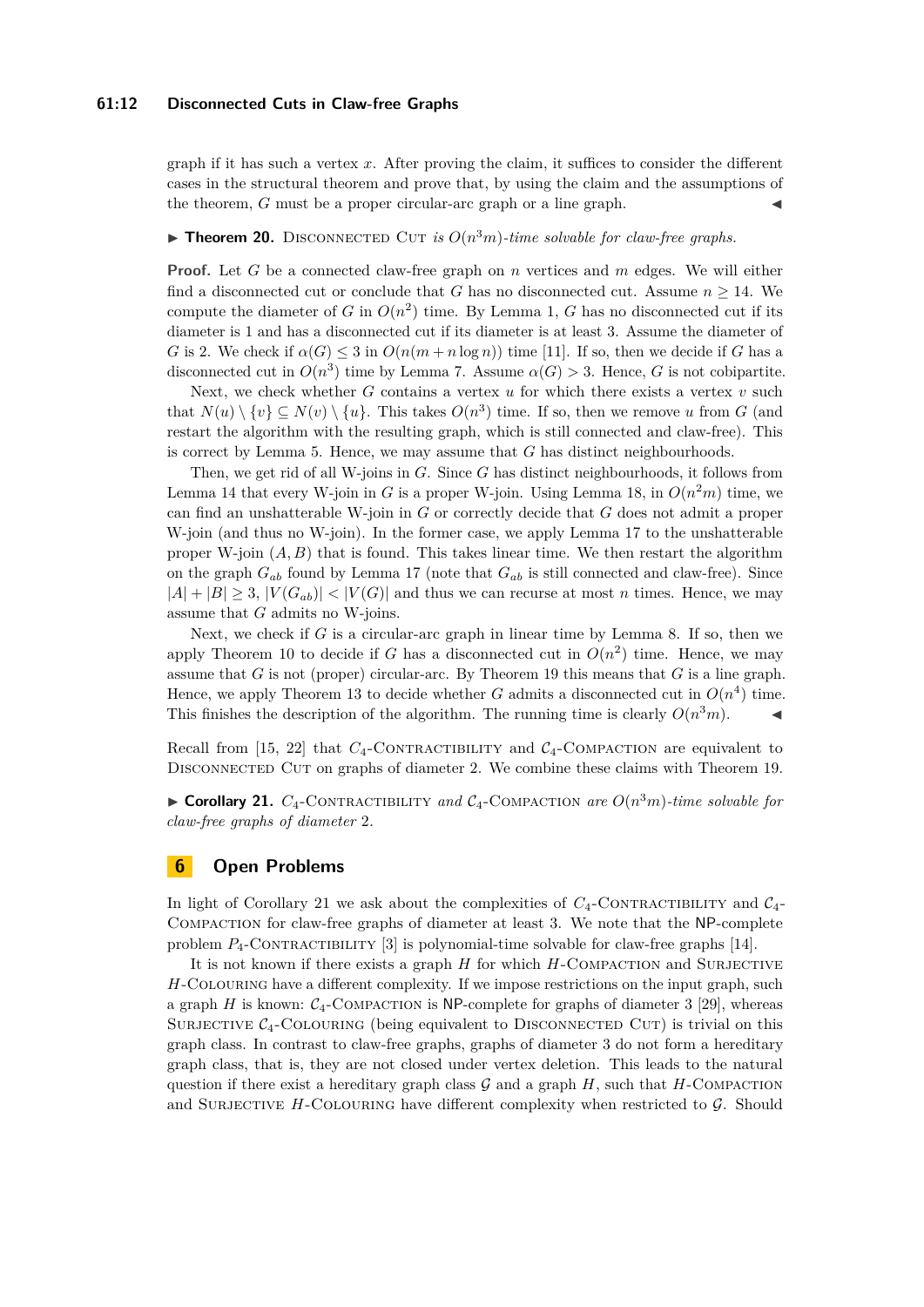graph if it has such a vertex $x$. After proving the claim, it suffices to consider the different cases in the structural theorem and prove that, by using the claim and the assumptions of the theorem, $G$ must be a proper circular-arc graph or a line graph. ◀

▶ **Theorem 20.** Disconnected Cut *is $O(n^3m)$-time solvable for claw-free graphs.*

**Proof.** Let $G$ be a connected claw-free graph on $n$ vertices and $m$ edges. We will either find a disconnected cut or conclude that $G$ has no disconnected cut. Assume $n \geq 14$. We compute the diameter of $G$ in $O(n^2)$ time. By Lemma 1, $G$ has no disconnected cut if its diameter is 1 and has a disconnected cut if its diameter is at least 3. Assume the diameter of $G$ is 2. We check if $\alpha(G) \leq 3$ in $O(n(m + n \log n))$ time [11]. If so, then we decide if $G$ has a disconnected cut in $O(n^3)$ time by Lemma 7. Assume $\alpha(G) > 3$. Hence, $G$ is not cobipartite.

Next, we check whether $G$ contains a vertex $u$ for which there exists a vertex $v$ such that $N(u) \setminus \{v\} \subseteq N(v) \setminus \{u\}$. This takes $O(n^3)$ time. If so, then we remove $u$ from $G$ (and restart the algorithm with the resulting graph, which is still connected and claw-free). This is correct by Lemma 5. Hence, we may assume that $G$ has distinct neighbourhoods.

Then, we get rid of all W-joins in $G$. Since $G$ has distinct neighbourhoods, it follows from Lemma 14 that every W-join in $G$ is a proper W-join. Using Lemma 18, in $O(n^2m)$ time, we can find an unshatterable W-join in $G$ or correctly decide that $G$ does not admit a proper W-join (and thus no W-join). In the former case, we apply Lemma 17 to the unshatterable proper W-join $(A, B)$ that is found. This takes linear time. We then restart the algorithm on the graph $G_{ab}$ found by Lemma 17 (note that $G_{ab}$ is still connected and claw-free). Since $|A| + |B| \geq 3$, $|V(G_{ab})| < |V(G)|$ and thus we can recurse at most $n$ times. Hence, we may assume that $G$ admits no W-joins.

Next, we check if $G$ is a circular-arc graph in linear time by Lemma 8. If so, then we apply Theorem 10 to decide if $G$ has a disconnected cut in $O(n^2)$ time. Hence, we may assume that $G$ is not (proper) circular-arc. By Theorem 19 this means that $G$ is a line graph. Hence, we apply Theorem 13 to decide whether $G$ admits a disconnected cut in $O(n^4)$ time. This finishes the description of the algorithm. The running time is clearly $O(n^3m)$. ◀

Recall from [15, 22] that $C_4$-Contractibility and $\mathcal{C}_4$-Compaction are equivalent to Disconnected Cut on graphs of diameter 2. We combine these claims with Theorem 19.

▶ **Corollary 21.** *$C_4$-Contractibility and $\mathcal{C}_4$-Compaction are $O(n^3m)$-time solvable for claw-free graphs of diameter 2.*

# 6 Open Problems

In light of Corollary 21 we ask about the complexities of $C_4$-Contractibility and $\mathcal{C}_4$-Compaction for claw-free graphs of diameter at least 3. We note that the NP-complete problem $P_4$-Contractibility [3] is polynomial-time solvable for claw-free graphs [14].

It is not known if there exists a graph $H$ for which $H$-Compaction and Surjective $H$-Colouring have a different complexity. If we impose restrictions on the input graph, such a graph $H$ is known: $\mathcal{C}_4$-Compaction is NP-complete for graphs of diameter 3 [29], whereas Surjective $\mathcal{C}_4$-Colouring (being equivalent to Disconnected Cut) is trivial on this graph class. In contrast to claw-free graphs, graphs of diameter 3 do not form a hereditary graph class, that is, they are not closed under vertex deletion. This leads to the natural question if there exist a hereditary graph class $\mathcal{G}$ and a graph $H$, such that $H$-Compaction and Surjective $H$-Colouring have different complexity when restricted to $\mathcal{G}$. Should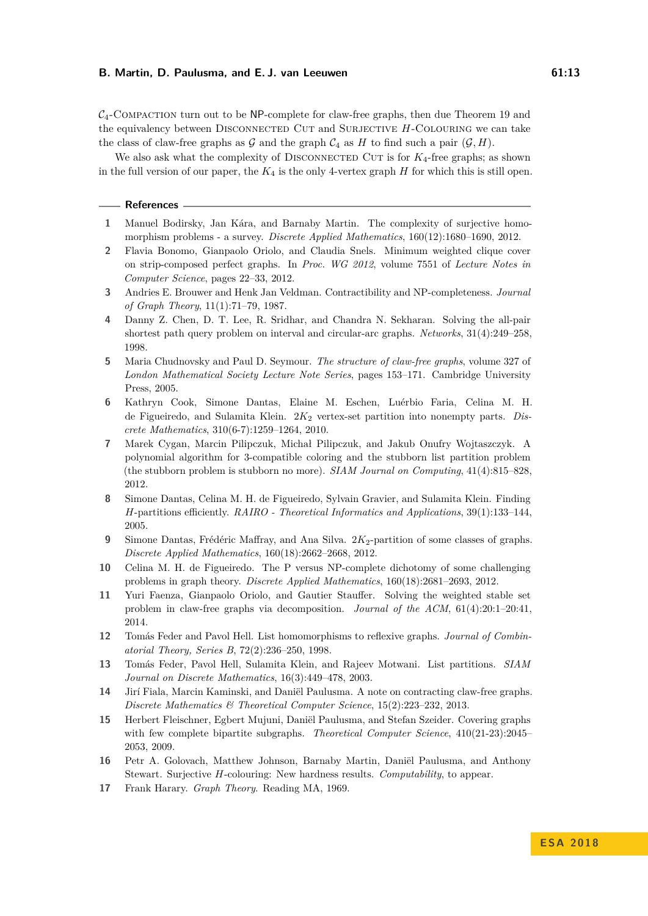$\mathcal{C}_4$-Compaction turn out to be NP-complete for claw-free graphs, then due Theorem 19 and the equivalency between Disconnected Cut and Surjective $H$-Colouring we can take the class of claw-free graphs as $\mathcal{G}$ and the graph $\mathcal{C}_4$ as $H$ to find such a pair $(\mathcal{G}, H)$.

We also ask what the complexity of Disconnected Cut is for $K_4$-free graphs; as shown in the full version of our paper, the $K_4$ is the only 4-vertex graph $H$ for which this is still open.

## References

1. Manuel Bodirsky, Jan Kára, and Barnaby Martin. The complexity of surjective homomorphism problems - a survey. *Discrete Applied Mathematics*, 160(12):1680–1690, 2012.
2. Flavia Bonomo, Gianpaolo Oriolo, and Claudia Snels. Minimum weighted clique cover on strip-composed perfect graphs. In *Proc. WG 2012*, volume 7551 of *Lecture Notes in Computer Science*, pages 22–33, 2012.
3. Andries E. Brouwer and Henk Jan Veldman. Contractibility and NP-completeness. *Journal of Graph Theory*, 11(1):71–79, 1987.
4. Danny Z. Chen, D. T. Lee, R. Sridhar, and Chandra N. Sekharan. Solving the all-pair shortest path query problem on interval and circular-arc graphs. *Networks*, 31(4):249–258, 1998.
5. Maria Chudnovsky and Paul D. Seymour. *The structure of claw-free graphs*, volume 327 of *London Mathematical Society Lecture Note Series*, pages 153–171. Cambridge University Press, 2005.
6. Kathryn Cook, Simone Dantas, Elaine M. Eschen, Luérbio Faria, Celina M. H. de Figueiredo, and Sulamita Klein. $2K_2$ vertex-set partition into nonempty parts. *Discrete Mathematics*, 310(6-7):1259–1264, 2010.
7. Marek Cygan, Marcin Pilipczuk, Michał Pilipczuk, and Jakub Onufry Wojtaszczyk. A polynomial algorithm for 3-compatible coloring and the stubborn list partition problem (the stubborn problem is stubborn no more). *SIAM Journal on Computing*, 41(4):815–828, 2012.
8. Simone Dantas, Celina M. H. de Figueiredo, Sylvain Gravier, and Sulamita Klein. Finding $H$-partitions efficiently. *RAIRO - Theoretical Informatics and Applications*, 39(1):133–144, 2005.
9. Simone Dantas, Frédéric Maffray, and Ana Silva. $2K_2$-partition of some classes of graphs. *Discrete Applied Mathematics*, 160(18):2662–2668, 2012.
10. Celina M. H. de Figueiredo. The P versus NP-complete dichotomy of some challenging problems in graph theory. *Discrete Applied Mathematics*, 160(18):2681–2693, 2012.
11. Yuri Faenza, Gianpaolo Oriolo, and Gautier Stauffer. Solving the weighted stable set problem in claw-free graphs via decomposition. *Journal of the ACM*, 61(4):20:1–20:41, 2014.
12. Tomás Feder and Pavol Hell. List homomorphisms to reflexive graphs. *Journal of Combinatorial Theory, Series B*, 72(2):236–250, 1998.
13. Tomás Feder, Pavol Hell, Sulamita Klein, and Rajeev Motwani. List partitions. *SIAM Journal on Discrete Mathematics*, 16(3):449–478, 2003.
14. Jirí Fiala, Marcin Kaminski, and Daniël Paulusma. A note on contracting claw-free graphs. *Discrete Mathematics & Theoretical Computer Science*, 15(2):223–232, 2013.
15. Herbert Fleischner, Egbert Mujuni, Daniël Paulusma, and Stefan Szeider. Covering graphs with few complete bipartite subgraphs. *Theoretical Computer Science*, 410(21-23):2045–2053, 2009.
16. Petr A. Golovach, Matthew Johnson, Barnaby Martin, Daniël Paulusma, and Anthony Stewart. Surjective $H$-colouring: New hardness results. *Computability*, to appear.
17. Frank Harary. *Graph Theory*. Reading MA, 1969.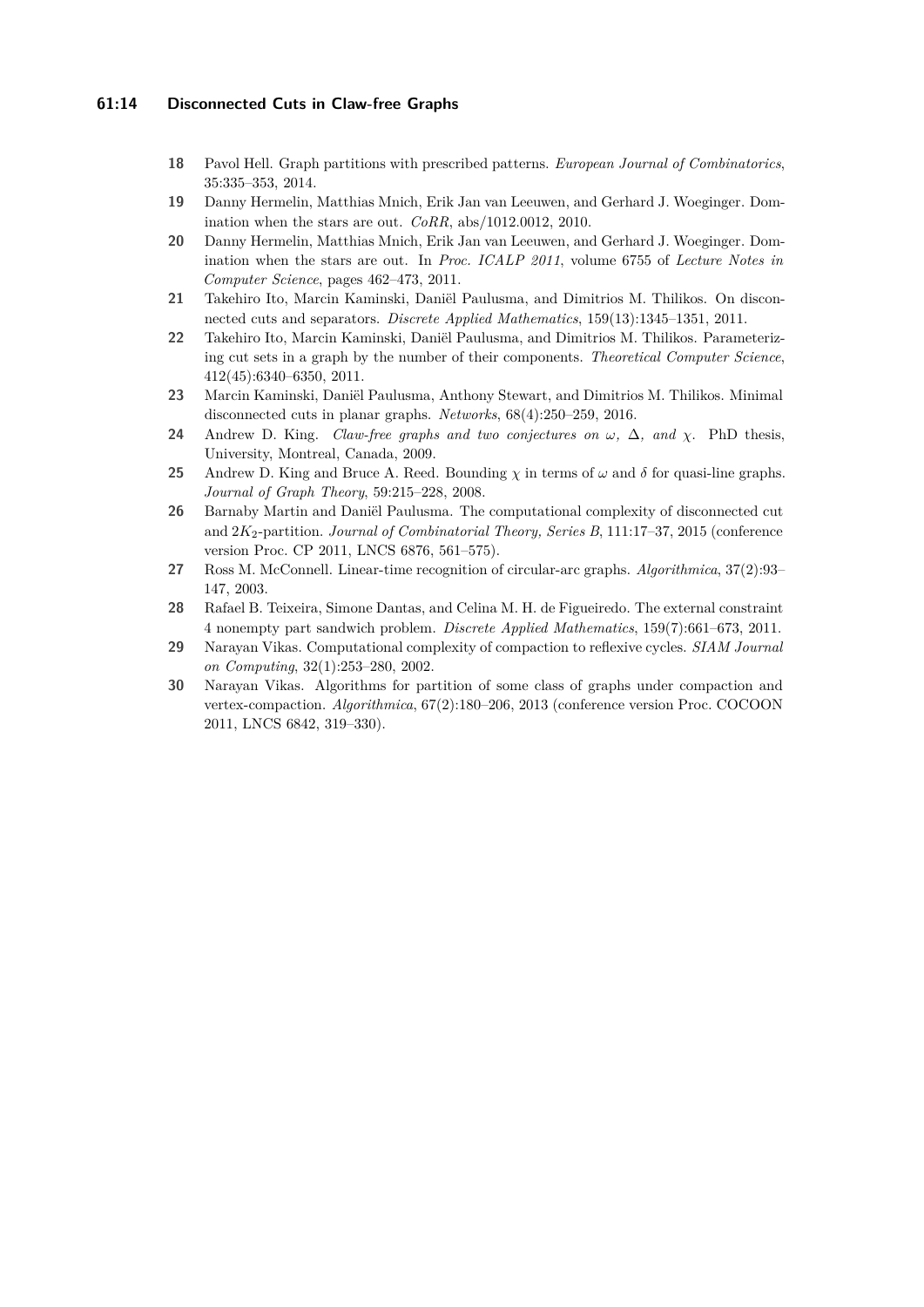18 Pavol Hell. Graph partitions with prescribed patterns. *European Journal of Combinatorics*, 35:335–353, 2014.

19 Danny Hermelin, Matthias Mnich, Erik Jan van Leeuwen, and Gerhard J. Woeginger. Domination when the stars are out. *CoRR*, abs/1012.0012, 2010.

20 Danny Hermelin, Matthias Mnich, Erik Jan van Leeuwen, and Gerhard J. Woeginger. Domination when the stars are out. In *Proc. ICALP 2011*, volume 6755 of *Lecture Notes in Computer Science*, pages 462–473, 2011.

21 Takehiro Ito, Marcin Kaminski, Daniël Paulusma, and Dimitrios M. Thilikos. On disconnected cuts and separators. *Discrete Applied Mathematics*, 159(13):1345–1351, 2011.

22 Takehiro Ito, Marcin Kaminski, Daniël Paulusma, and Dimitrios M. Thilikos. Parameterizing cut sets in a graph by the number of their components. *Theoretical Computer Science*, 412(45):6340–6350, 2011.

23 Marcin Kaminski, Daniël Paulusma, Anthony Stewart, and Dimitrios M. Thilikos. Minimal disconnected cuts in planar graphs. *Networks*, 68(4):250–259, 2016.

24 Andrew D. King. *Claw-free graphs and two conjectures on $\omega$, $\Delta$, and $\chi$*. PhD thesis, University, Montreal, Canada, 2009.

25 Andrew D. King and Bruce A. Reed. Bounding $\chi$ in terms of $\omega$ and $\delta$ for quasi-line graphs. *Journal of Graph Theory*, 59:215–228, 2008.

26 Barnaby Martin and Daniël Paulusma. The computational complexity of disconnected cut and $2K_2$-partition. *Journal of Combinatorial Theory, Series B*, 111:17–37, 2015 (conference version Proc. CP 2011, LNCS 6876, 561–575).

27 Ross M. McConnell. Linear-time recognition of circular-arc graphs. *Algorithmica*, 37(2):93–147, 2003.

28 Rafael B. Teixeira, Simone Dantas, and Celina M. H. de Figueiredo. The external constraint 4 nonempty part sandwich problem. *Discrete Applied Mathematics*, 159(7):661–673, 2011.

29 Narayan Vikas. Computational complexity of compaction to reflexive cycles. *SIAM Journal on Computing*, 32(1):253–280, 2002.

30 Narayan Vikas. Algorithms for partition of some class of graphs under compaction and vertex-compaction. *Algorithmica*, 67(2):180–206, 2013 (conference version Proc. COCOON 2011, LNCS 6842, 319–330).